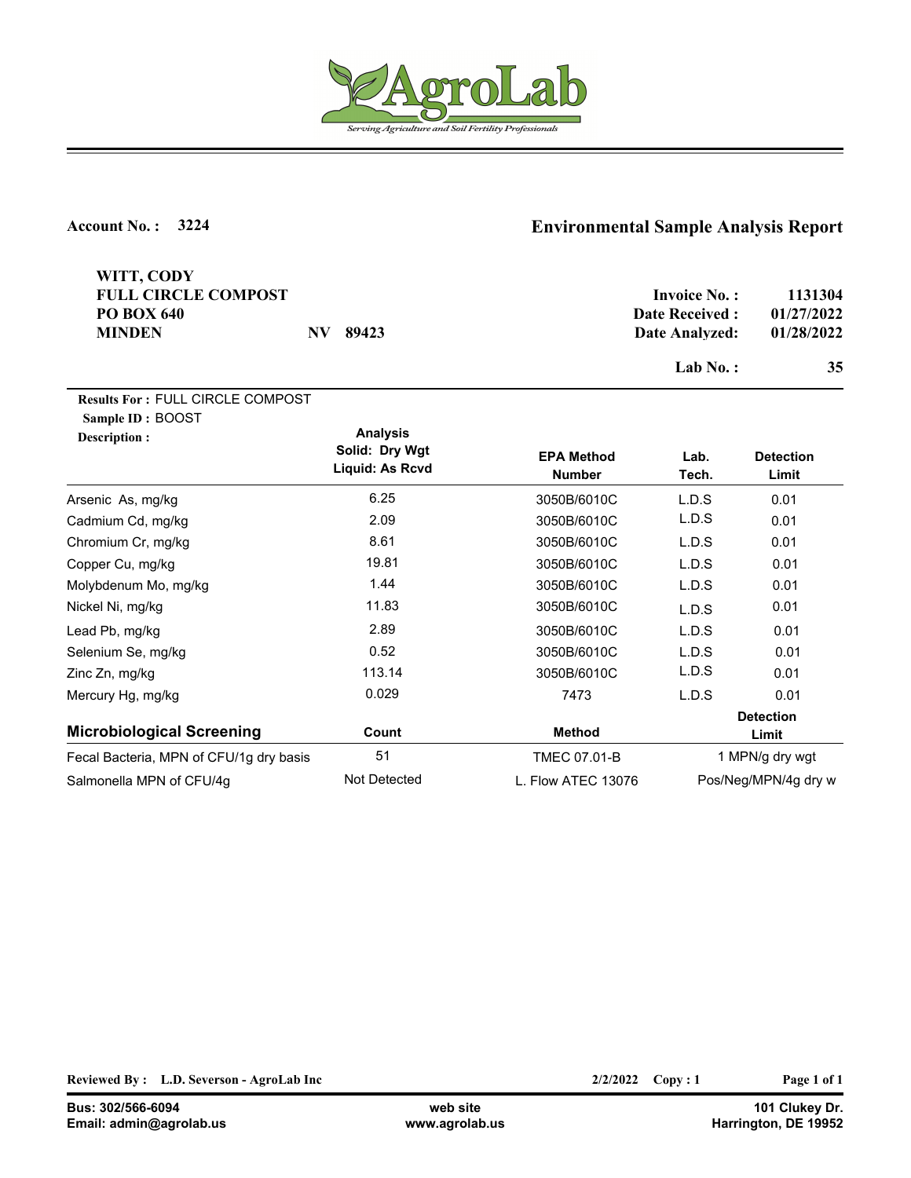# AgroLab

*Serving Agriculture and Soil Fertility Professionals*

**Account No. : 3224**

## Environmental Sample Analysis Report

**WITT, CODY**
**FULL CIRCLE COMPOST**
**PO BOX 640**
**MINDEN NV 89423**

| | |
|---|---|
| **Invoice No. :** | **1131304** |
| **Date Received :** | **01/27/2022** |
| **Date Analyzed:** | **01/28/2022** |
| **Lab No. :** | **35** |

**Results For :** FULL CIRCLE COMPOST
**Sample ID :** BOOST
**Description :**

| | Analysis Solid: Dry Wgt Liquid: As Rcvd | EPA Method Number | Lab. Tech. | Detection Limit |
|---|---|---|---|---|
| Arsenic As, mg/kg | 6.25 | 3050B/6010C | L.D.S | 0.01 |
| Cadmium Cd, mg/kg | 2.09 | 3050B/6010C | L.D.S | 0.01 |
| Chromium Cr, mg/kg | 8.61 | 3050B/6010C | L.D.S | 0.01 |
| Copper Cu, mg/kg | 19.81 | 3050B/6010C | L.D.S | 0.01 |
| Molybdenum Mo, mg/kg | 1.44 | 3050B/6010C | L.D.S | 0.01 |
| Nickel Ni, mg/kg | 11.83 | 3050B/6010C | L.D.S | 0.01 |
| Lead Pb, mg/kg | 2.89 | 3050B/6010C | L.D.S | 0.01 |
| Selenium Se, mg/kg | 0.52 | 3050B/6010C | L.D.S | 0.01 |
| Zinc Zn, mg/kg | 113.14 | 3050B/6010C | L.D.S | 0.01 |
| Mercury Hg, mg/kg | 0.029 | 7473 | L.D.S | 0.01 |

| **Microbiological Screening** | **Count** | **Method** | **Detection Limit** |
|---|---|---|---|
| Fecal Bacteria, MPN of CFU/1g dry basis | 51 | TMEC 07.01-B | 1 MPN/g dry wgt |
| Salmonella MPN of CFU/4g | Not Detected | L. Flow ATEC 13076 | Pos/Neg/MPN/4g dry w |

**Reviewed By : L.D. Severson - AgroLab Inc** **2/2/2022 Copy : 1**

**Bus: 302/566-6094**
**Email: admin@agrolab.us**

**web site**
**www.agrolab.us**

**101 Clukey Dr.**
**Harrington, DE 19952**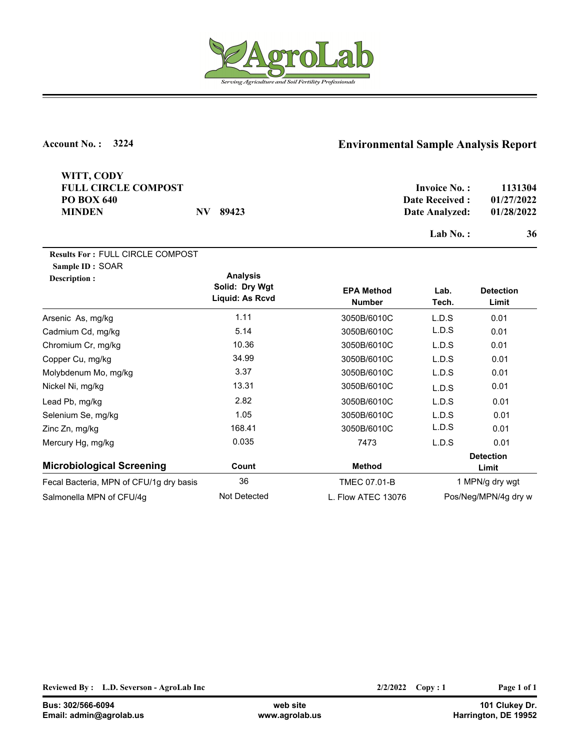AgroLab

*Serving Agriculture and Soil Fertility Professionals*

**Account No. : 3224**

# Environmental Sample Analysis Report

**WITT, CODY**
**FULL CIRCLE COMPOST**
**PO BOX 640**
**MINDEN NV 89423**

**Invoice No. :** 1131304
**Date Received :** 01/27/2022
**Date Analyzed:** 01/28/2022

**Lab No. :** 36

**Results For :** FULL CIRCLE COMPOST
**Sample ID :** SOAR
**Description :**

| | Analysis Solid: Dry Wgt Liquid: As Rcvd | EPA Method Number | Lab. Tech. | Detection Limit |
|---|---|---|---|---|
| Arsenic As, mg/kg | 1.11 | 3050B/6010C | L.D.S | 0.01 |
| Cadmium Cd, mg/kg | 5.14 | 3050B/6010C | L.D.S | 0.01 |
| Chromium Cr, mg/kg | 10.36 | 3050B/6010C | L.D.S | 0.01 |
| Copper Cu, mg/kg | 34.99 | 3050B/6010C | L.D.S | 0.01 |
| Molybdenum Mo, mg/kg | 3.37 | 3050B/6010C | L.D.S | 0.01 |
| Nickel Ni, mg/kg | 13.31 | 3050B/6010C | L.D.S | 0.01 |
| Lead Pb, mg/kg | 2.82 | 3050B/6010C | L.D.S | 0.01 |
| Selenium Se, mg/kg | 1.05 | 3050B/6010C | L.D.S | 0.01 |
| Zinc Zn, mg/kg | 168.41 | 3050B/6010C | L.D.S | 0.01 |
| Mercury Hg, mg/kg | 0.035 | 7473 | L.D.S | 0.01 |

| Microbiological Screening | Count | Method | Detection Limit |
|---|---|---|---|
| Fecal Bacteria, MPN of CFU/1g dry basis | 36 | TMEC 07.01-B | 1 MPN/g dry wgt |
| Salmonella MPN of CFU/4g | Not Detected | L. Flow ATEC 13076 | Pos/Neg/MPN/4g dry w |

**Reviewed By : L.D. Severson - AgroLab Inc** **2/2/2022 Copy : 1**

**Bus: 302/566-6094**
**Email: admin@agrolab.us**

**web site**
**www.agrolab.us**

**101 Clukey Dr.**
**Harrington, DE 19952**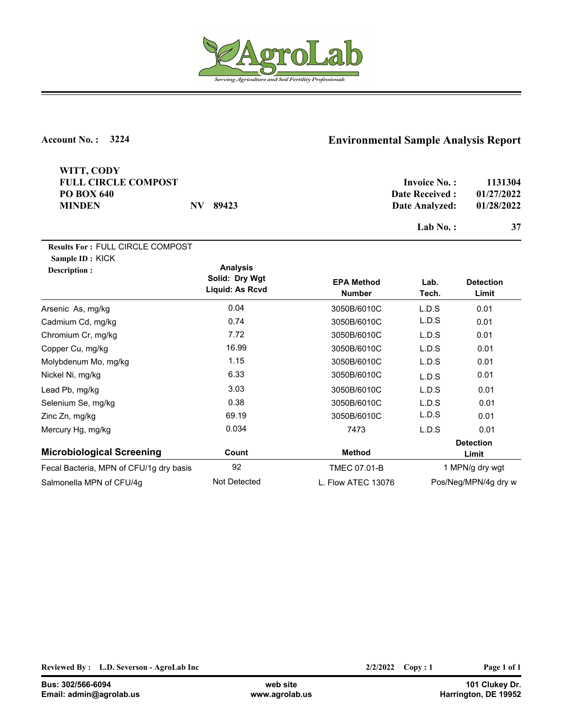AgroLab

*Serving Agriculture and Soil Fertility Professionals*

**Account No. : 3224**

## Environmental Sample Analysis Report

**WITT, CODY**
**FULL CIRCLE COMPOST**
**PO BOX 640**
**MINDEN NV 89423**

| | |
|---|---|
| **Invoice No. :** | **1131304** |
| **Date Received :** | **01/27/2022** |
| **Date Analyzed:** | **01/28/2022** |
| **Lab No. :** | **37** |

**Results For :** FULL CIRCLE COMPOST
**Sample ID :** KICK
**Description :**

| | Analysis Solid: Dry Wgt Liquid: As Rcvd | EPA Method Number | Lab. Tech. | Detection Limit |
|---|---|---|---|---|
| Arsenic As, mg/kg | 0.04 | 3050B/6010C | L.D.S | 0.01 |
| Cadmium Cd, mg/kg | 0.74 | 3050B/6010C | L.D.S | 0.01 |
| Chromium Cr, mg/kg | 7.72 | 3050B/6010C | L.D.S | 0.01 |
| Copper Cu, mg/kg | 16.99 | 3050B/6010C | L.D.S | 0.01 |
| Molybdenum Mo, mg/kg | 1.15 | 3050B/6010C | L.D.S | 0.01 |
| Nickel Ni, mg/kg | 6.33 | 3050B/6010C | L.D.S | 0.01 |
| Lead Pb, mg/kg | 3.03 | 3050B/6010C | L.D.S | 0.01 |
| Selenium Se, mg/kg | 0.38 | 3050B/6010C | L.D.S | 0.01 |
| Zinc Zn, mg/kg | 69.19 | 3050B/6010C | L.D.S | 0.01 |
| Mercury Hg, mg/kg | 0.034 | 7473 | L.D.S | 0.01 |

| **Microbiological Screening** | Count | Method | Detection Limit |
|---|---|---|---|
| Fecal Bacteria, MPN of CFU/1g dry basis | 92 | TMEC 07.01-B | 1 MPN/g dry wgt |
| Salmonella MPN of CFU/4g | Not Detected | L. Flow ATEC 13076 | Pos/Neg/MPN/4g dry w |

**Reviewed By : L.D. Severson - AgroLab Inc** **2/2/2022 Copy : 1**

**Bus: 302/566-6094**
**Email: admin@agrolab.us**
**web site www.agrolab.us**
**101 Clukey Dr. Harrington, DE 19952**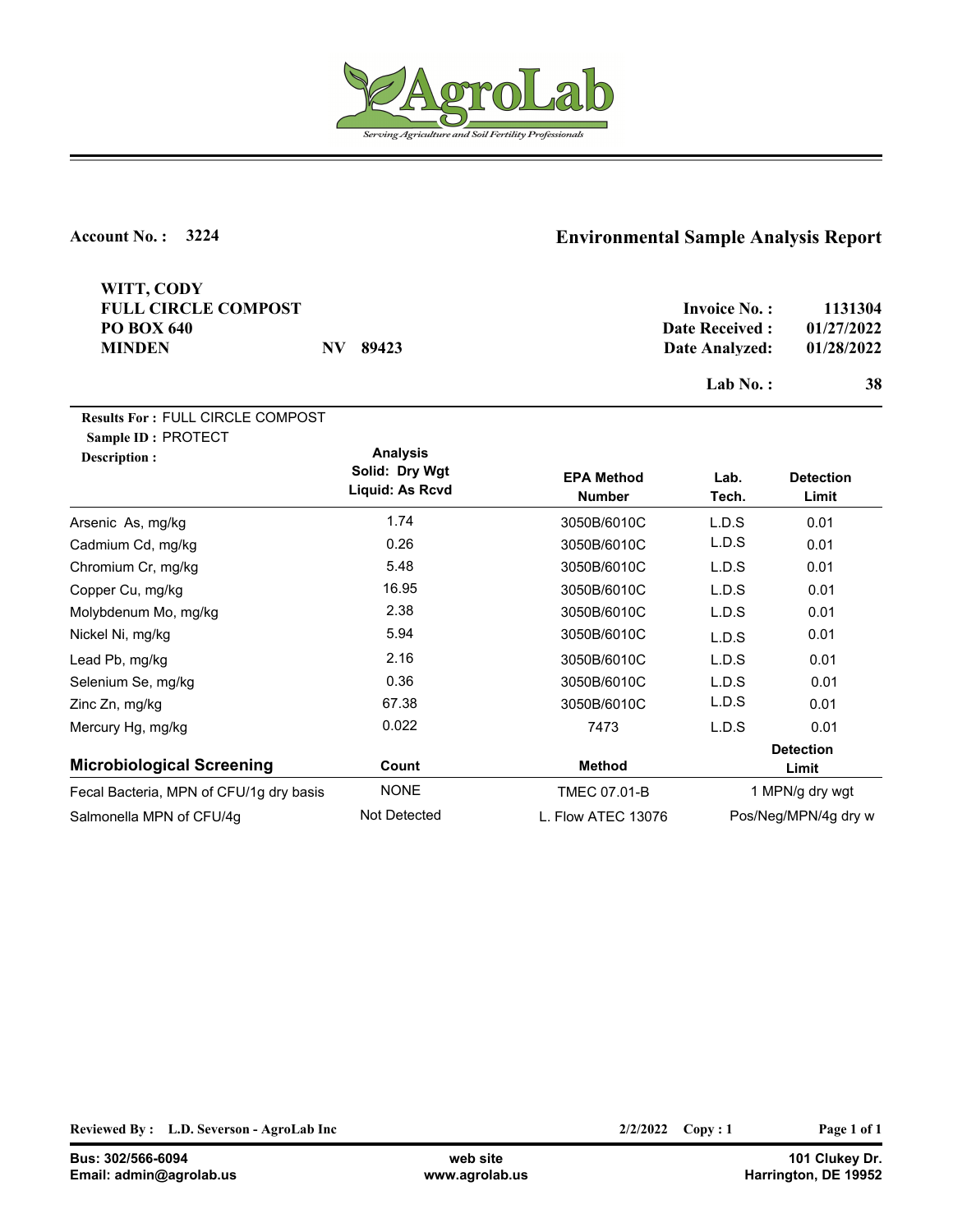AgroLab

*Serving Agriculture and Soil Fertility Professionals*

**Account No. : 3224**

## Environmental Sample Analysis Report

**WITT, CODY**
**FULL CIRCLE COMPOST**
**PO BOX 640**
**MINDEN NV 89423**

**Invoice No. :** 1131304
**Date Received :** 01/27/2022
**Date Analyzed:** 01/28/2022

**Lab No. :** 38

**Results For :** FULL CIRCLE COMPOST
**Sample ID :** PROTECT
**Description :**

| | Analysis Solid: Dry Wgt Liquid: As Rcvd | EPA Method Number | Lab. Tech. | Detection Limit |
|---|---|---|---|---|
| Arsenic As, mg/kg | 1.74 | 3050B/6010C | L.D.S | 0.01 |
| Cadmium Cd, mg/kg | 0.26 | 3050B/6010C | L.D.S | 0.01 |
| Chromium Cr, mg/kg | 5.48 | 3050B/6010C | L.D.S | 0.01 |
| Copper Cu, mg/kg | 16.95 | 3050B/6010C | L.D.S | 0.01 |
| Molybdenum Mo, mg/kg | 2.38 | 3050B/6010C | L.D.S | 0.01 |
| Nickel Ni, mg/kg | 5.94 | 3050B/6010C | L.D.S | 0.01 |
| Lead Pb, mg/kg | 2.16 | 3050B/6010C | L.D.S | 0.01 |
| Selenium Se, mg/kg | 0.36 | 3050B/6010C | L.D.S | 0.01 |
| Zinc Zn, mg/kg | 67.38 | 3050B/6010C | L.D.S | 0.01 |
| Mercury Hg, mg/kg | 0.022 | 7473 | L.D.S | 0.01 |

| Microbiological Screening | Count | Method | Detection Limit |
|---|---|---|---|
| Fecal Bacteria, MPN of CFU/1g dry basis | NONE | TMEC 07.01-B | 1 MPN/g dry wgt |
| Salmonella MPN of CFU/4g | Not Detected | L. Flow ATEC 13076 | Pos/Neg/MPN/4g dry w |

**Reviewed By : L.D. Severson - AgroLab Inc** 2/2/2022 Copy : 1

**Bus: 302/566-6094**
**Email: admin@agrolab.us**

**web site**
**www.agrolab.us**

**101 Clukey Dr.**
**Harrington, DE 19952**